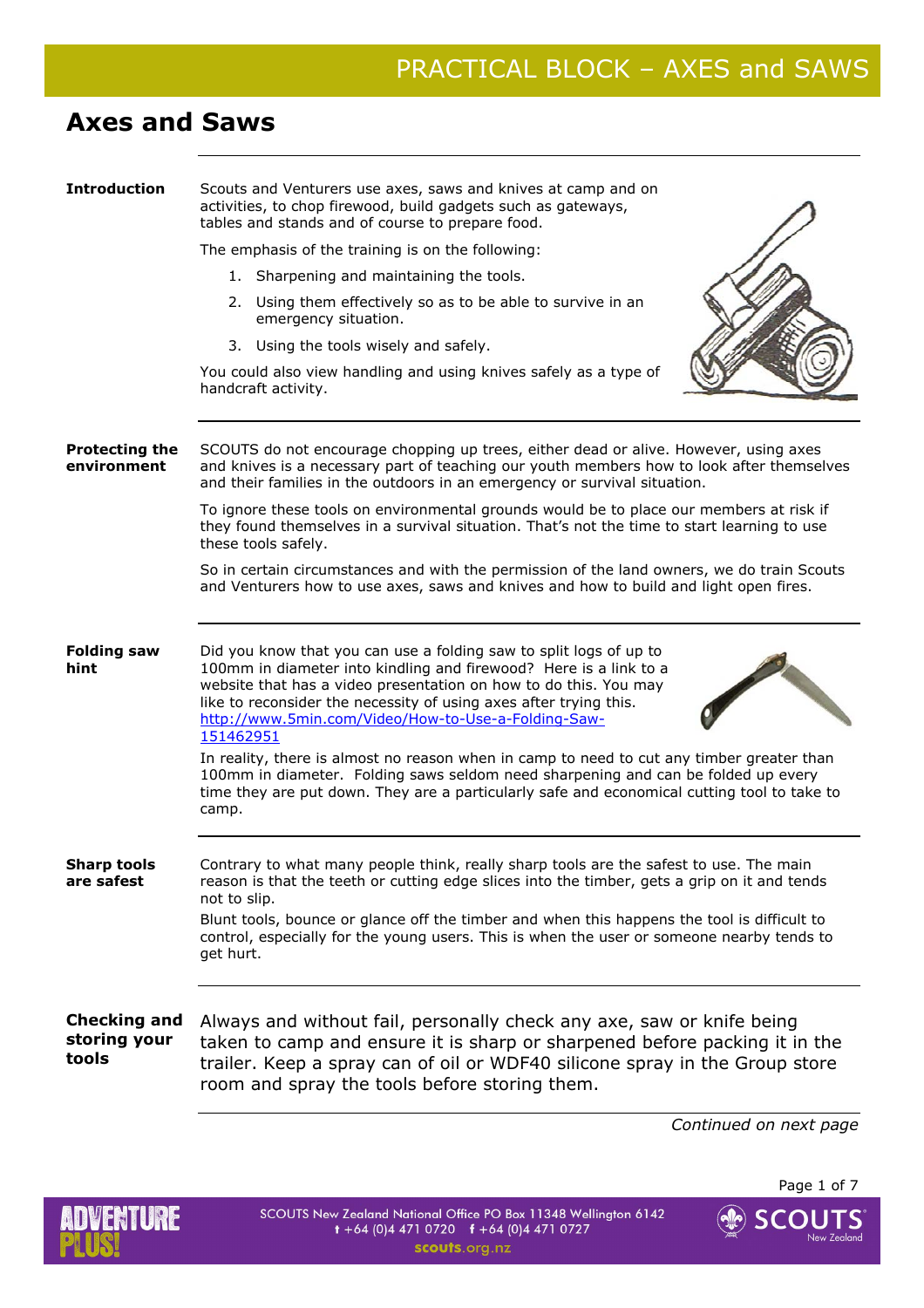# Axes and Saws

## Introduction

Scouts and Venturers use axes, saws and knives at camp and on activities, to chop firewood, build gadgets such as gateways, tables and stands and of course to prepare food.

The emphasis of the training is on the following:

1. Sharpening and maintaining the tools.
2. Using them effectively so as to be able to survive in an emergency situation.
3. Using the tools wisely and safely.

You could also view handling and using knives safely as a type of handcraft activity.

## Protecting the environment

SCOUTS do not encourage chopping up trees, either dead or alive. However, using axes and knives is a necessary part of teaching our youth members how to look after themselves and their families in the outdoors in an emergency or survival situation.

To ignore these tools on environmental grounds would be to place our members at risk if they found themselves in a survival situation. That's not the time to start learning to use these tools safely.

So in certain circumstances and with the permission of the land owners, we do train Scouts and Venturers how to use axes, saws and knives and how to build and light open fires.

## Folding saw hint

Did you know that you can use a folding saw to split logs of up to 100mm in diameter into kindling and firewood? Here is a link to a website that has a video presentation on how to do this. You may like to reconsider the necessity of using axes after trying this. [http://www.5min.com/Video/How-to-Use-a-Folding-Saw-151462951](http://www.5min.com/Video/How-to-Use-a-Folding-Saw-151462951)

In reality, there is almost no reason when in camp to need to cut any timber greater than 100mm in diameter. Folding saws seldom need sharpening and can be folded up every time they are put down. They are a particularly safe and economical cutting tool to take to camp.

## Sharp tools are safest

Contrary to what many people think, really sharp tools are the safest to use. The main reason is that the teeth or cutting edge slices into the timber, gets a grip on it and tends not to slip.

Blunt tools, bounce or glance off the timber and when this happens the tool is difficult to control, especially for the young users. This is when the user or someone nearby tends to get hurt.

## Checking and storing your tools

Always and without fail, personally check any axe, saw or knife being taken to camp and ensure it is sharp or sharpened before packing it in the trailer. Keep a spray can of oil or WDF40 silicone spray in the Group store room and spray the tools before storing them.

*Continued on next page*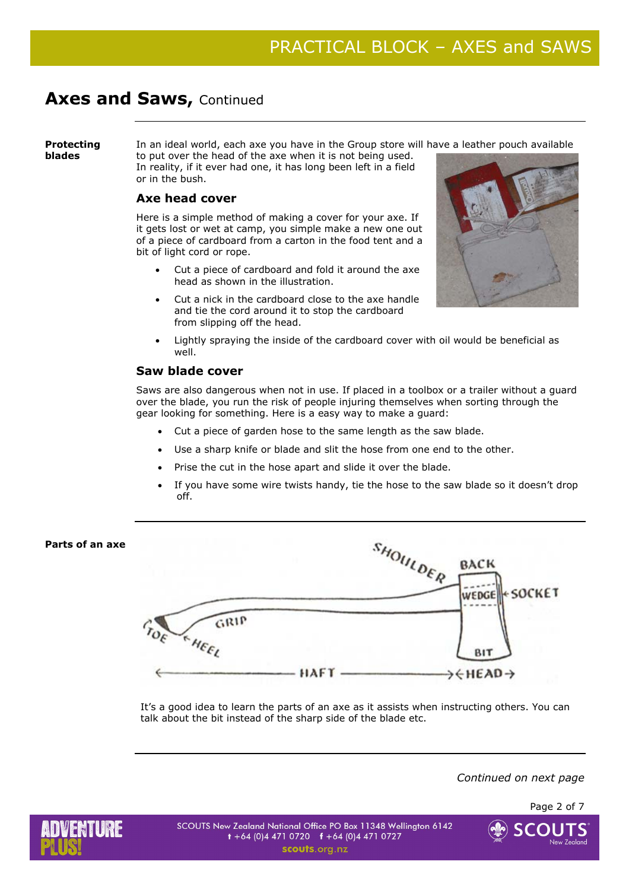## Axes and Saws, Continued

**Protecting blades**

In an ideal world, each axe you have in the Group store will have a leather pouch available to put over the head of the axe when it is not being used. In reality, if it ever had one, it has long been left in a field or in the bush.

### Axe head cover

Here is a simple method of making a cover for your axe. If it gets lost or wet at camp, you simple make a new one out of a piece of cardboard from a carton in the food tent and a bit of light cord or rope.

- Cut a piece of cardboard and fold it around the axe head as shown in the illustration.
- Cut a nick in the cardboard close to the axe handle and tie the cord around it to stop the cardboard from slipping off the head.
- Lightly spraying the inside of the cardboard cover with oil would be beneficial as well.

### Saw blade cover

Saws are also dangerous when not in use. If placed in a toolbox or a trailer without a guard over the blade, you run the risk of people injuring themselves when sorting through the gear looking for something. Here is a easy way to make a guard:

- Cut a piece of garden hose to the same length as the saw blade.
- Use a sharp knife or blade and slit the hose from one end to the other.
- Prise the cut in the hose apart and slide it over the blade.
- If you have some wire twists handy, tie the hose to the saw blade so it doesn't drop off.

**Parts of an axe**

It's a good idea to learn the parts of an axe as it assists when instructing others. You can talk about the bit instead of the sharp side of the blade etc.

*Continued on next page*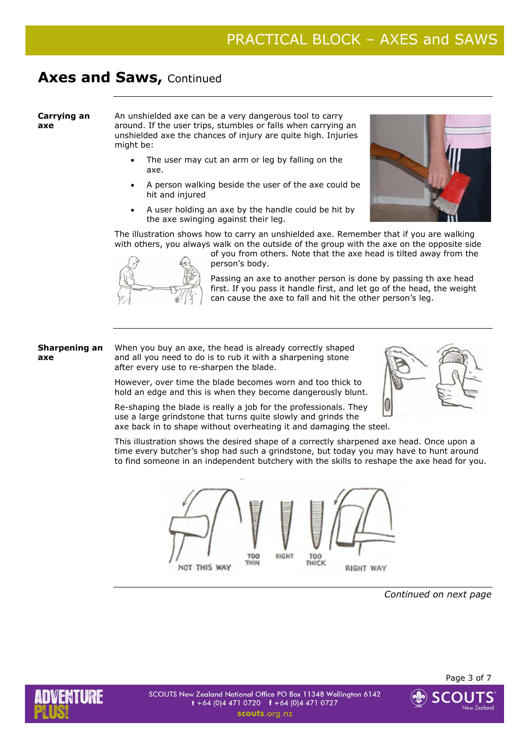# Axes and Saws, Continued

**Carrying an axe**

An unshielded axe can be a very dangerous tool to carry around. If the user trips, stumbles or falls when carrying an unshielded axe the chances of injury are quite high. Injuries might be:

- The user may cut an arm or leg by falling on the axe.
- A person walking beside the user of the axe could be hit and injured
- A user holding an axe by the handle could be hit by the axe swinging against their leg.

The illustration shows how to carry an unshielded axe. Remember that if you are walking with others, you always walk on the outside of the group with the axe on the opposite side of you from others. Note that the axe head is tilted away from the person's body.

Passing an axe to another person is done by passing th axe head first. If you pass it handle first, and let go of the head, the weight can cause the axe to fall and hit the other person's leg.

**Sharpening an axe**

When you buy an axe, the head is already correctly shaped and all you need to do is to rub it with a sharpening stone after every use to re-sharpen the blade.

However, over time the blade becomes worn and too thick to hold an edge and this is when they become dangerously blunt.

Re-shaping the blade is really a job for the professionals. They use a large grindstone that turns quite slowly and grinds the axe back in to shape without overheating it and damaging the steel.

This illustration shows the desired shape of a correctly sharpened axe head. Once upon a time every butcher's shop had such a grindstone, but today you may have to hunt around to find someone in an independent butchery with the skills to reshape the axe head for you.

NOT THIS WAY — TOO THIN — RIGHT — TOO THICK — RIGHT WAY

*Continued on next page*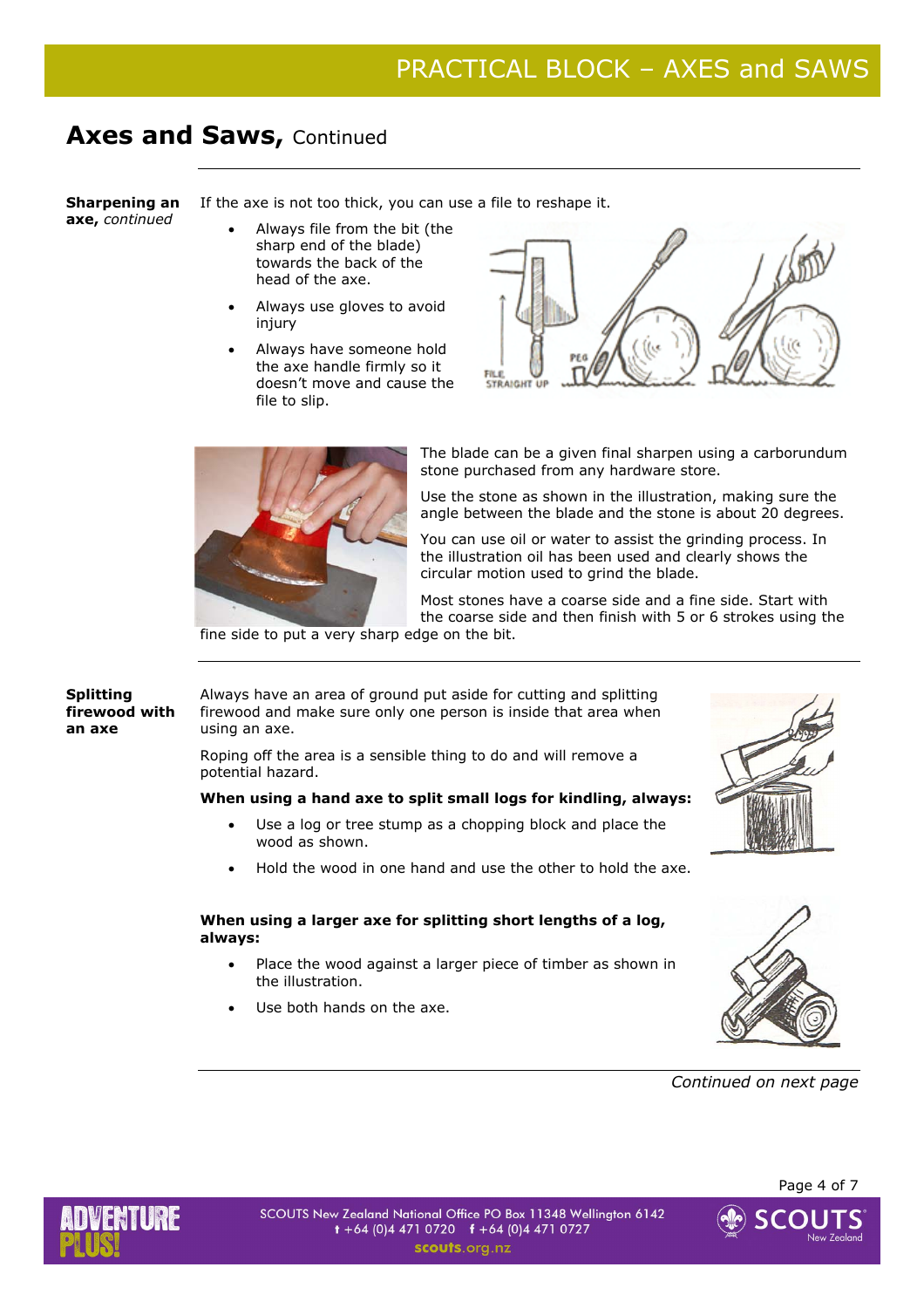## Axes and Saws, Continued

**Sharpening an axe,** *continued*

If the axe is not too thick, you can use a file to reshape it.

- Always file from the bit (the sharp end of the blade) towards the back of the head of the axe.
- Always use gloves to avoid injury
- Always have someone hold the axe handle firmly so it doesn't move and cause the file to slip.

The blade can be a given final sharpen using a carborundum stone purchased from any hardware store.

Use the stone as shown in the illustration, making sure the angle between the blade and the stone is about 20 degrees.

You can use oil or water to assist the grinding process. In the illustration oil has been used and clearly shows the circular motion used to grind the blade.

Most stones have a coarse side and a fine side. Start with the coarse side and then finish with 5 or 6 strokes using the fine side to put a very sharp edge on the bit.

---

**Splitting firewood with an axe**

Always have an area of ground put aside for cutting and splitting firewood and make sure only one person is inside that area when using an axe.

Roping off the area is a sensible thing to do and will remove a potential hazard.

**When using a hand axe to split small logs for kindling, always:**

- Use a log or tree stump as a chopping block and place the wood as shown.
- Hold the wood in one hand and use the other to hold the axe.

**When using a larger axe for splitting short lengths of a log, always:**

- Place the wood against a larger piece of timber as shown in the illustration.
- Use both hands on the axe.

*Continued on next page*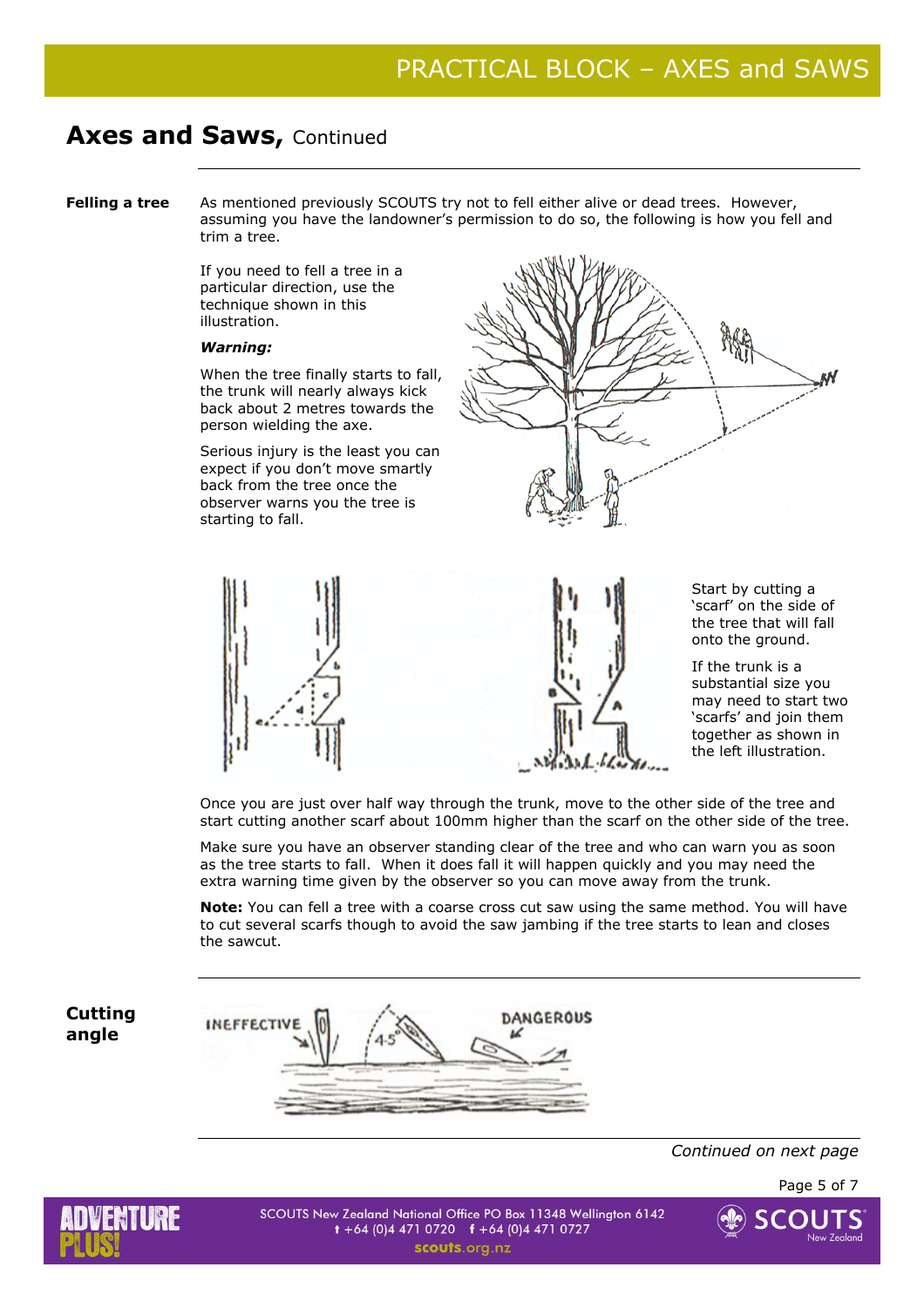## Axes and Saws, Continued

**Felling a tree**

As mentioned previously SCOUTS try not to fell either alive or dead trees. However, assuming you have the landowner's permission to do so, the following is how you fell and trim a tree.

If you need to fell a tree in a particular direction, use the technique shown in this illustration.

***Warning:***

When the tree finally starts to fall, the trunk will nearly always kick back about 2 metres towards the person wielding the axe.

Serious injury is the least you can expect if you don't move smartly back from the tree once the observer warns you the tree is starting to fall.

Start by cutting a 'scarf' on the side of the tree that will fall onto the ground.

If the trunk is a substantial size you may need to start two 'scarfs' and join them together as shown in the left illustration.

Once you are just over half way through the trunk, move to the other side of the tree and start cutting another scarf about 100mm higher than the scarf on the other side of the tree.

Make sure you have an observer standing clear of the tree and who can warn you as soon as the tree starts to fall. When it does fall it will happen quickly and you may need the extra warning time given by the observer so you can move away from the trunk.

**Note:** You can fell a tree with a coarse cross cut saw using the same method. You will have to cut several scarfs though to avoid the saw jambing if the tree starts to lean and closes the sawcut.

**Cutting angle**

*Continued on next page*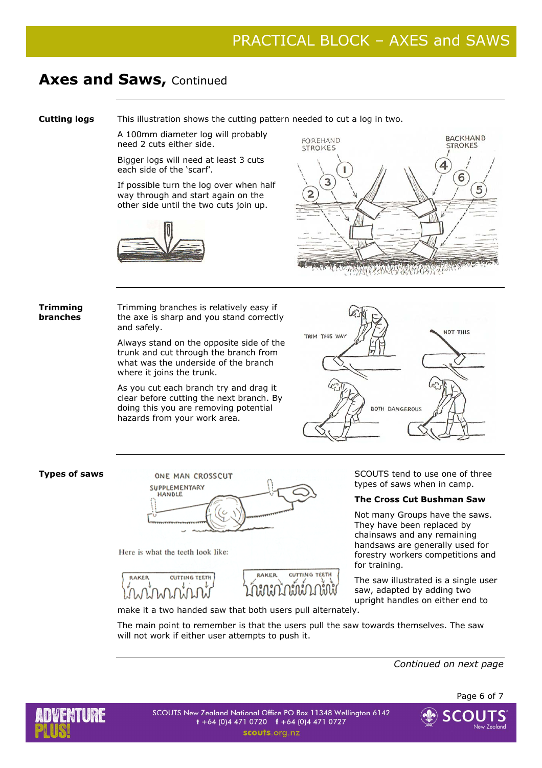## Axes and Saws, Continued

**Cutting logs**

This illustration shows the cutting pattern needed to cut a log in two.

A 100mm diameter log will probably need 2 cuts either side.

Bigger logs will need at least 3 cuts each side of the 'scarf'.

If possible turn the log over when half way through and start again on the other side until the two cuts join up.

**Trimming branches**

Trimming branches is relatively easy if the axe is sharp and you stand correctly and safely.

Always stand on the opposite side of the trunk and cut through the branch from what was the underside of the branch where it joins the trunk.

As you cut each branch try and drag it clear before cutting the next branch. By doing this you are removing potential hazards from your work area.

**Types of saws**

Here is what the teeth look like:

SCOUTS tend to use one of three types of saws when in camp.

**The Cross Cut Bushman Saw**

Not many Groups have the saws. They have been replaced by chainsaws and any remaining handsaws are generally used for forestry workers competitions and for training.

The saw illustrated is a single user saw, adapted by adding two upright handles on either end to make it a two handed saw that both users pull alternately.

The main point to remember is that the users pull the saw towards themselves. The saw will not work if either user attempts to push it.

*Continued on next page*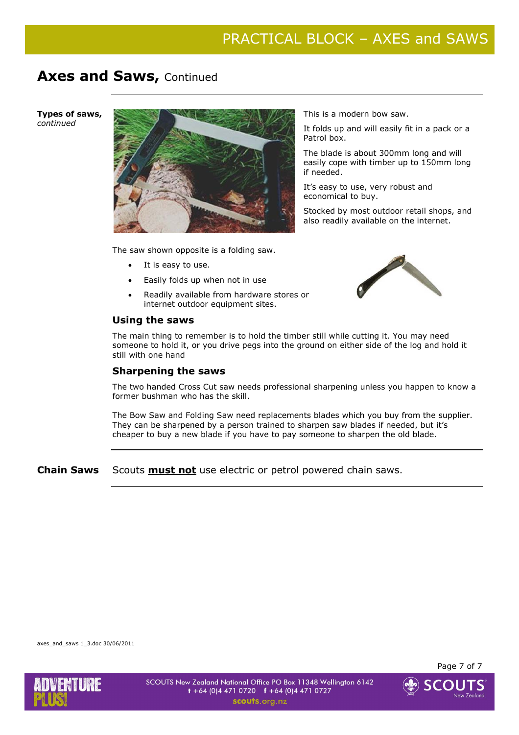## Axes and Saws, Continued

**Types of saws,** *continued*

This is a modern bow saw.

It folds up and will easily fit in a pack or a Patrol box.

The blade is about 300mm long and will easily cope with timber up to 150mm long if needed.

It's easy to use, very robust and economical to buy.

Stocked by most outdoor retail shops, and also readily available on the internet.

The saw shown opposite is a folding saw.

- It is easy to use.
- Easily folds up when not in use
- Readily available from hardware stores or internet outdoor equipment sites.

### Using the saws

The main thing to remember is to hold the timber still while cutting it. You may need someone to hold it, or you drive pegs into the ground on either side of the log and hold it still with one hand

### Sharpening the saws

The two handed Cross Cut saw needs professional sharpening unless you happen to know a former bushman who has the skill.

The Bow Saw and Folding Saw need replacements blades which you buy from the supplier. They can be sharpened by a person trained to sharpen saw blades if needed, but it's cheaper to buy a new blade if you have to pay someone to sharpen the old blade.

**Chain Saws** Scouts **must not** use electric or petrol powered chain saws.

axes_and_saws 1_3.doc 30/06/2011